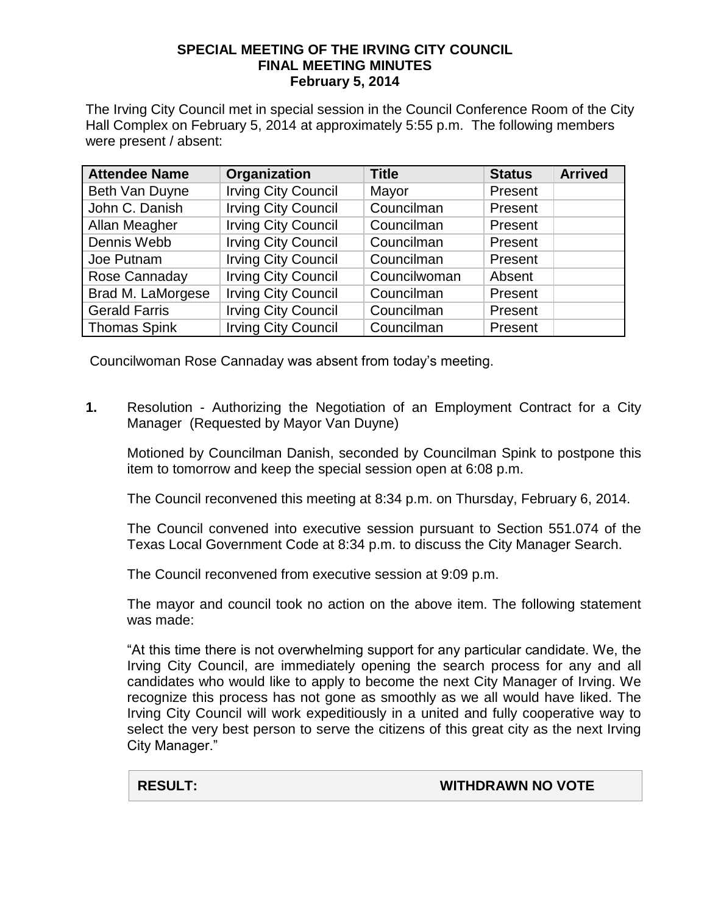# SPECIAL MEETING OF THE IRVING CITY COUNCIL
## FINAL MEETING MINUTES
### February 5, 2014

The Irving City Council met in special session in the Council Conference Room of the City Hall Complex on February 5, 2014 at approximately 5:55 p.m. The following members were present / absent:

| Attendee Name | Organization | Title | Status | Arrived |
|---|---|---|---|---|
| Beth Van Duyne | Irving City Council | Mayor | Present | |
| John C. Danish | Irving City Council | Councilman | Present | |
| Allan Meagher | Irving City Council | Councilman | Present | |
| Dennis Webb | Irving City Council | Councilman | Present | |
| Joe Putnam | Irving City Council | Councilman | Present | |
| Rose Cannaday | Irving City Council | Councilwoman | Absent | |
| Brad M. LaMorgese | Irving City Council | Councilman | Present | |
| Gerald Farris | Irving City Council | Councilman | Present | |
| Thomas Spink | Irving City Council | Councilman | Present | |

Councilwoman Rose Cannaday was absent from today's meeting.

**1.** Resolution - Authorizing the Negotiation of an Employment Contract for a City Manager (Requested by Mayor Van Duyne)

Motioned by Councilman Danish, seconded by Councilman Spink to postpone this item to tomorrow and keep the special session open at 6:08 p.m.

The Council reconvened this meeting at 8:34 p.m. on Thursday, February 6, 2014.

The Council convened into executive session pursuant to Section 551.074 of the Texas Local Government Code at 8:34 p.m. to discuss the City Manager Search.

The Council reconvened from executive session at 9:09 p.m.

The mayor and council took no action on the above item. The following statement was made:

"At this time there is not overwhelming support for any particular candidate. We, the Irving City Council, are immediately opening the search process for any and all candidates who would like to apply to become the next City Manager of Irving. We recognize this process has not gone as smoothly as we all would have liked. The Irving City Council will work expeditiously in a united and fully cooperative way to select the very best person to serve the citizens of this great city as the next Irving City Manager."

| **RESULT:** | **WITHDRAWN NO VOTE** |
|---|---|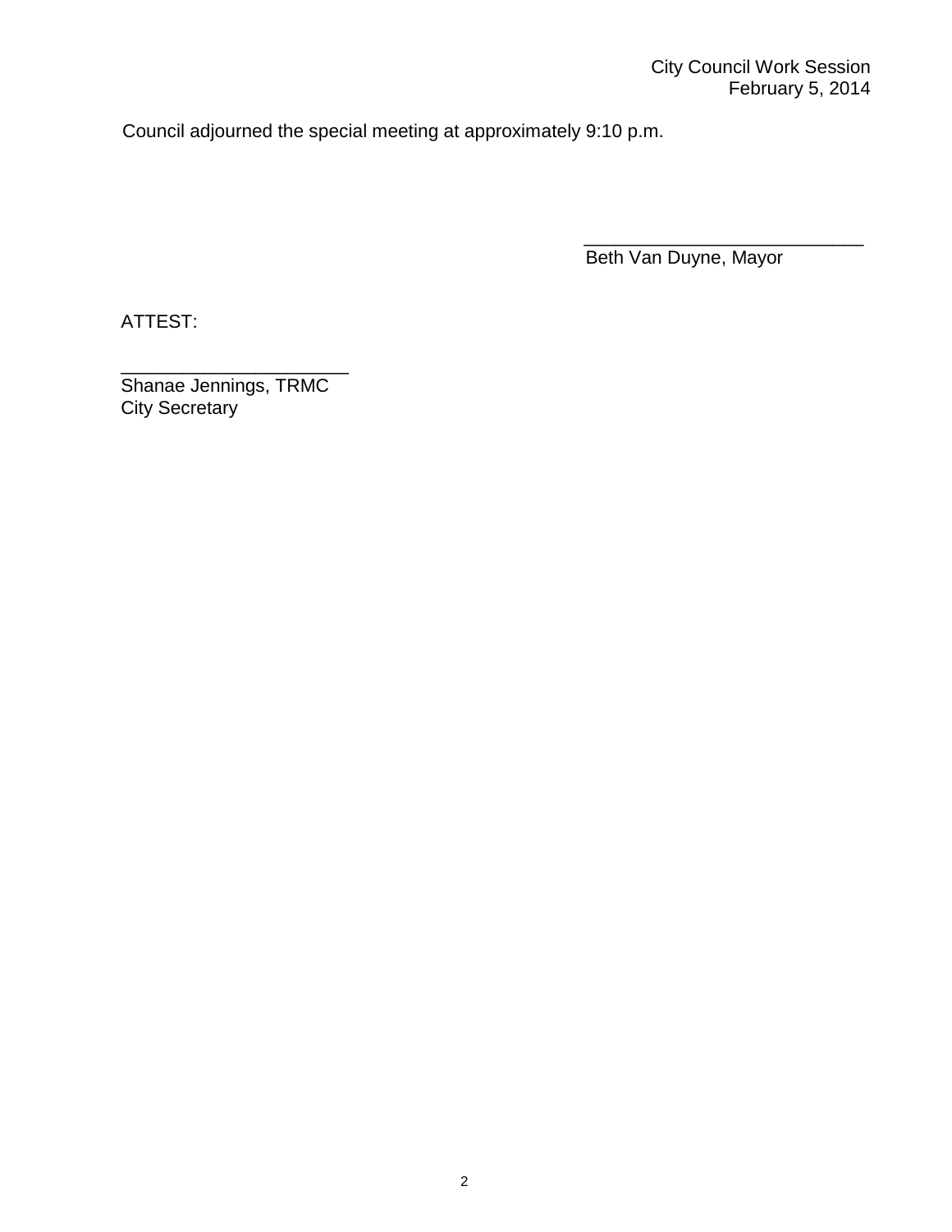Council adjourned the special meeting at approximately 9:10 p.m.

\_\_\_\_\_\_\_\_\_\_\_\_\_\_\_\_\_\_\_\_\_\_\_\_\_\_\_\_
Beth Van Duyne, Mayor

ATTEST:

\_\_\_\_\_\_\_\_\_\_\_\_\_\_\_\_\_\_\_\_\_\_\_
Shanae Jennings, TRMC
City Secretary